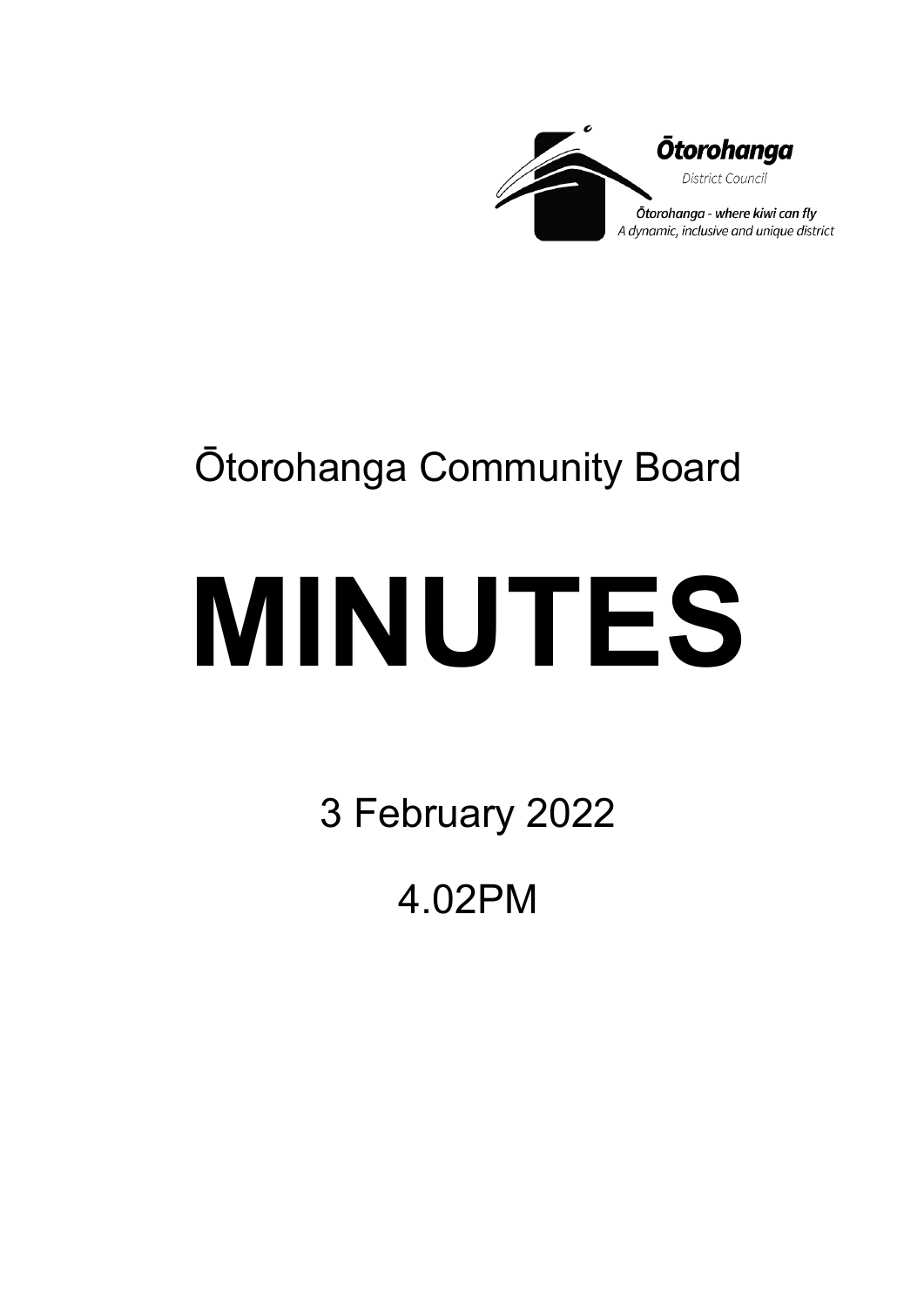Ōtorohanga
District Council
Ōtorohanga - where kiwi can fly
A dynamic, inclusive and unique district

# Ōtorohanga Community Board

# MINUTES

3 February 2022

4.02PM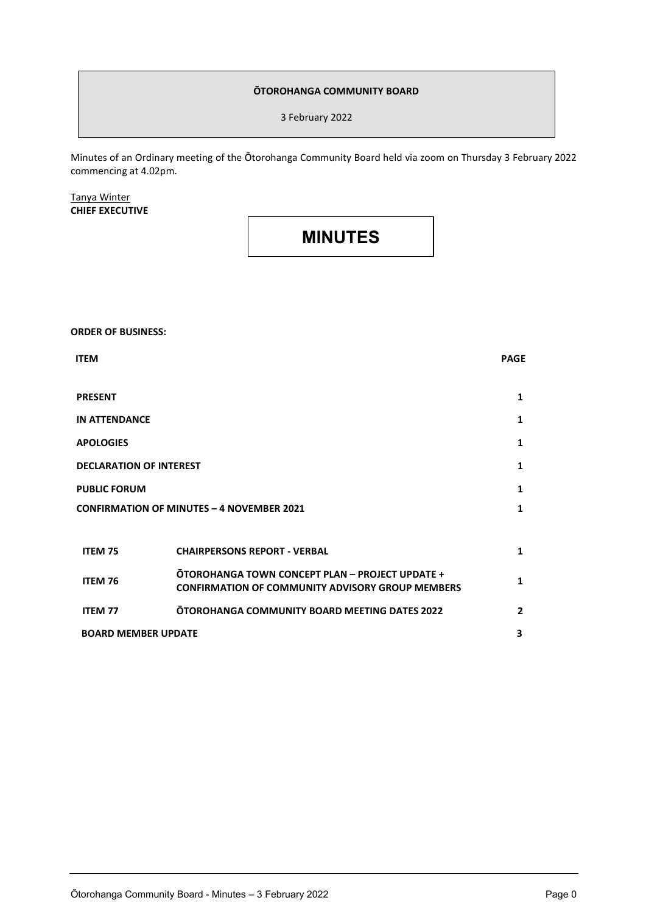**ŌTOROHANGA COMMUNITY BOARD**

3 February 2022

Minutes of an Ordinary meeting of the Ōtorohanga Community Board held via zoom on Thursday 3 February 2022 commencing at 4.02pm.

Tanya Winter
**CHIEF EXECUTIVE**

# MINUTES

**ORDER OF BUSINESS:**

| ITEM | | PAGE |
|---|---|---|
| **PRESENT** | | 1 |
| **IN ATTENDANCE** | | 1 |
| **APOLOGIES** | | 1 |
| **DECLARATION OF INTEREST** | | 1 |
| **PUBLIC FORUM** | | 1 |
| **CONFIRMATION OF MINUTES – 4 NOVEMBER 2021** | | 1 |
| **ITEM 75** | **CHAIRPERSONS REPORT - VERBAL** | 1 |
| **ITEM 76** | **ŌTOROHANGA TOWN CONCEPT PLAN – PROJECT UPDATE + CONFIRMATION OF COMMUNITY ADVISORY GROUP MEMBERS** | 1 |
| **ITEM 77** | **ŌTOROHANGA COMMUNITY BOARD MEETING DATES 2022** | 2 |
| **BOARD MEMBER UPDATE** | | 3 |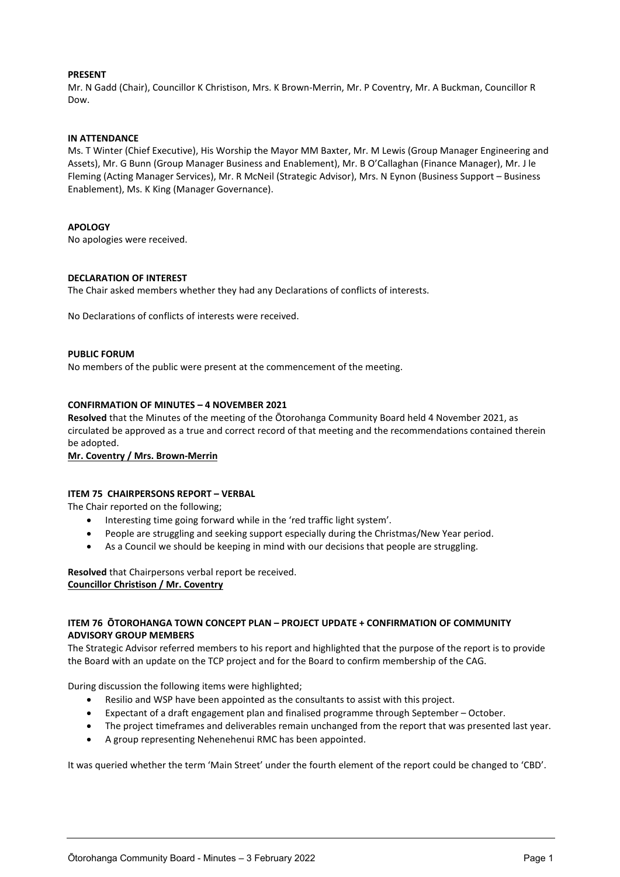**PRESENT**

Mr. N Gadd (Chair), Councillor K Christison, Mrs. K Brown-Merrin, Mr. P Coventry, Mr. A Buckman, Councillor R Dow.

**IN ATTENDANCE**

Ms. T Winter (Chief Executive), His Worship the Mayor MM Baxter, Mr. M Lewis (Group Manager Engineering and Assets), Mr. G Bunn (Group Manager Business and Enablement), Mr. B O'Callaghan (Finance Manager), Mr. J le Fleming (Acting Manager Services), Mr. R McNeil (Strategic Advisor), Mrs. N Eynon (Business Support – Business Enablement), Ms. K King (Manager Governance).

**APOLOGY**

No apologies were received.

**DECLARATION OF INTEREST**

The Chair asked members whether they had any Declarations of conflicts of interests.

No Declarations of conflicts of interests were received.

**PUBLIC FORUM**

No members of the public were present at the commencement of the meeting.

**CONFIRMATION OF MINUTES – 4 NOVEMBER 2021**

**Resolved** that the Minutes of the meeting of the Ōtorohanga Community Board held 4 November 2021, as circulated be approved as a true and correct record of that meeting and the recommendations contained therein be adopted.

**Mr. Coventry / Mrs. Brown-Merrin**

**ITEM 75 CHAIRPERSONS REPORT – VERBAL**

The Chair reported on the following;

- Interesting time going forward while in the 'red traffic light system'.
- People are struggling and seeking support especially during the Christmas/New Year period.
- As a Council we should be keeping in mind with our decisions that people are struggling.

**Resolved** that Chairpersons verbal report be received.

**Councillor Christison / Mr. Coventry**

**ITEM 76 ŌTOROHANGA TOWN CONCEPT PLAN – PROJECT UPDATE + CONFIRMATION OF COMMUNITY ADVISORY GROUP MEMBERS**

The Strategic Advisor referred members to his report and highlighted that the purpose of the report is to provide the Board with an update on the TCP project and for the Board to confirm membership of the CAG.

During discussion the following items were highlighted;

- Resilio and WSP have been appointed as the consultants to assist with this project.
- Expectant of a draft engagement plan and finalised programme through September – October.
- The project timeframes and deliverables remain unchanged from the report that was presented last year.
- A group representing Nehenehenui RMC has been appointed.

It was queried whether the term 'Main Street' under the fourth element of the report could be changed to 'CBD'.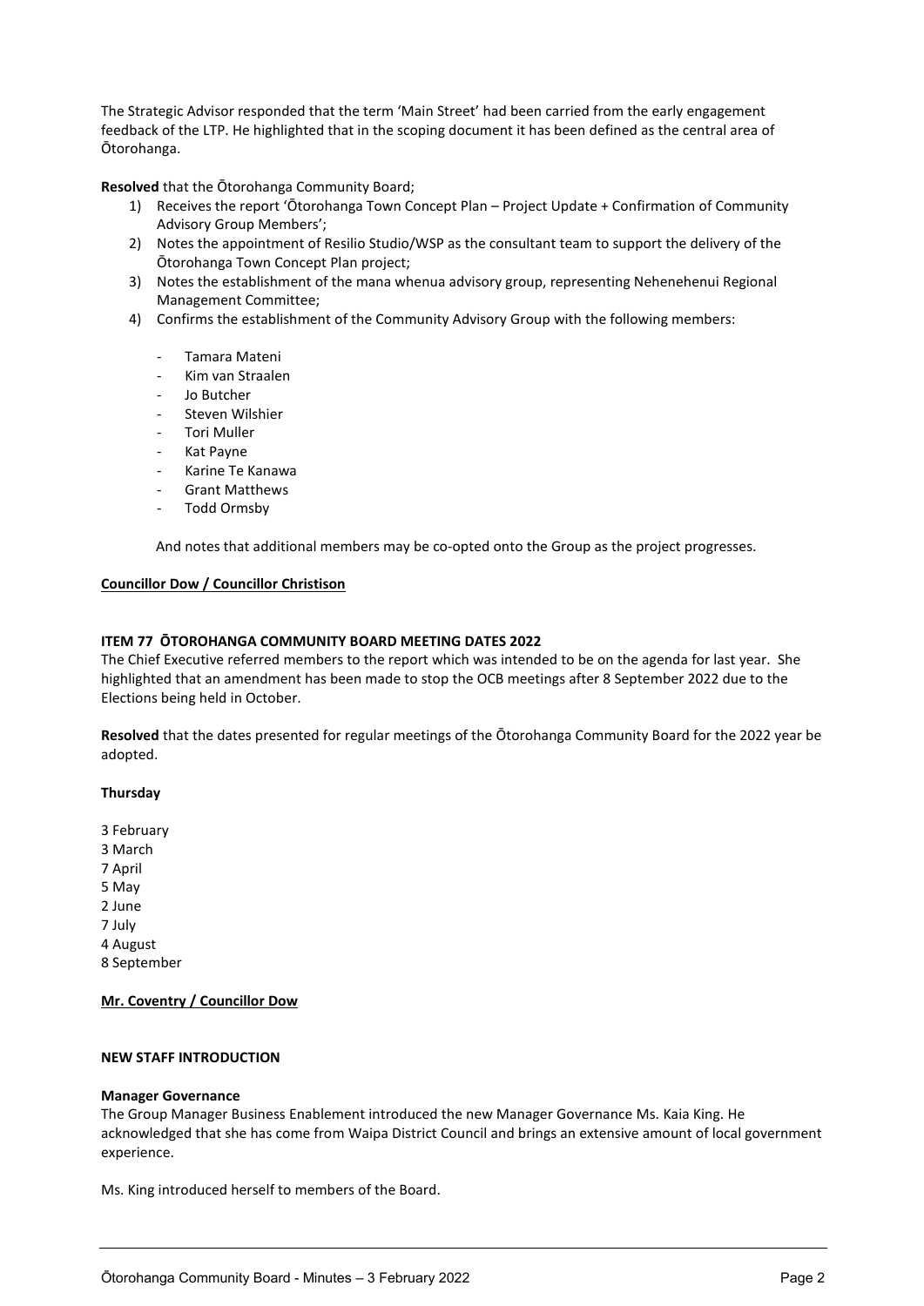The Strategic Advisor responded that the term 'Main Street' had been carried from the early engagement feedback of the LTP. He highlighted that in the scoping document it has been defined as the central area of Ōtorohanga.

**Resolved** that the Ōtorohanga Community Board;

1) Receives the report 'Ōtorohanga Town Concept Plan – Project Update + Confirmation of Community Advisory Group Members';
2) Notes the appointment of Resilio Studio/WSP as the consultant team to support the delivery of the Ōtorohanga Town Concept Plan project;
3) Notes the establishment of the mana whenua advisory group, representing Nehenehenui Regional Management Committee;
4) Confirms the establishment of the Community Advisory Group with the following members:

   - Tamara Mateni
   - Kim van Straalen
   - Jo Butcher
   - Steven Wilshier
   - Tori Muller
   - Kat Payne
   - Karine Te Kanawa
   - Grant Matthews
   - Todd Ormsby

   And notes that additional members may be co-opted onto the Group as the project progresses.

**Councillor Dow / Councillor Christison**

**ITEM 77 ŌTOROHANGA COMMUNITY BOARD MEETING DATES 2022**

The Chief Executive referred members to the report which was intended to be on the agenda for last year. She highlighted that an amendment has been made to stop the OCB meetings after 8 September 2022 due to the Elections being held in October.

**Resolved** that the dates presented for regular meetings of the Ōtorohanga Community Board for the 2022 year be adopted.

**Thursday**

3 February
3 March
7 April
5 May
2 June
7 July
4 August
8 September

**Mr. Coventry / Councillor Dow**

**NEW STAFF INTRODUCTION**

**Manager Governance**

The Group Manager Business Enablement introduced the new Manager Governance Ms. Kaia King. He acknowledged that she has come from Waipa District Council and brings an extensive amount of local government experience.

Ms. King introduced herself to members of the Board.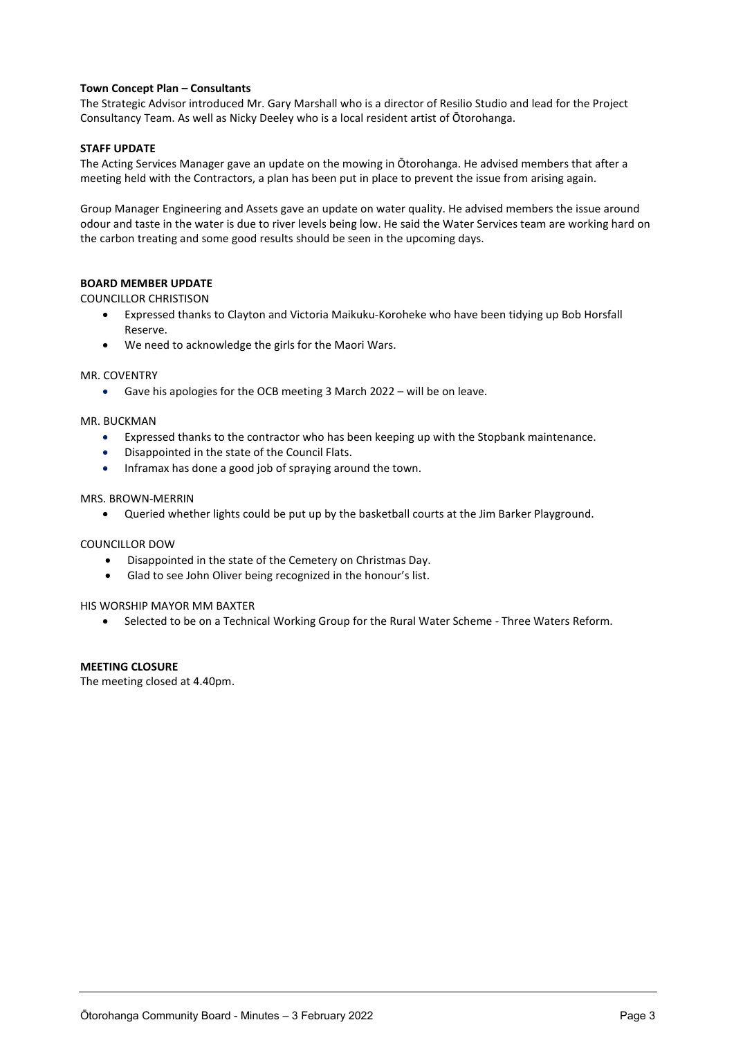**Town Concept Plan – Consultants**

The Strategic Advisor introduced Mr. Gary Marshall who is a director of Resilio Studio and lead for the Project Consultancy Team. As well as Nicky Deeley who is a local resident artist of Ōtorohanga.

**STAFF UPDATE**

The Acting Services Manager gave an update on the mowing in Ōtorohanga. He advised members that after a meeting held with the Contractors, a plan has been put in place to prevent the issue from arising again.

Group Manager Engineering and Assets gave an update on water quality. He advised members the issue around odour and taste in the water is due to river levels being low. He said the Water Services team are working hard on the carbon treating and some good results should be seen in the upcoming days.

**BOARD MEMBER UPDATE**

COUNCILLOR CHRISTISON

- Expressed thanks to Clayton and Victoria Maikuku-Koroheke who have been tidying up Bob Horsfall Reserve.
- We need to acknowledge the girls for the Maori Wars.

MR. COVENTRY

- Gave his apologies for the OCB meeting 3 March 2022 – will be on leave.

MR. BUCKMAN

- Expressed thanks to the contractor who has been keeping up with the Stopbank maintenance.
- Disappointed in the state of the Council Flats.
- Inframax has done a good job of spraying around the town.

MRS. BROWN-MERRIN

- Queried whether lights could be put up by the basketball courts at the Jim Barker Playground.

COUNCILLOR DOW

- Disappointed in the state of the Cemetery on Christmas Day.
- Glad to see John Oliver being recognized in the honour's list.

HIS WORSHIP MAYOR MM BAXTER

- Selected to be on a Technical Working Group for the Rural Water Scheme - Three Waters Reform.

**MEETING CLOSURE**

The meeting closed at 4.40pm.